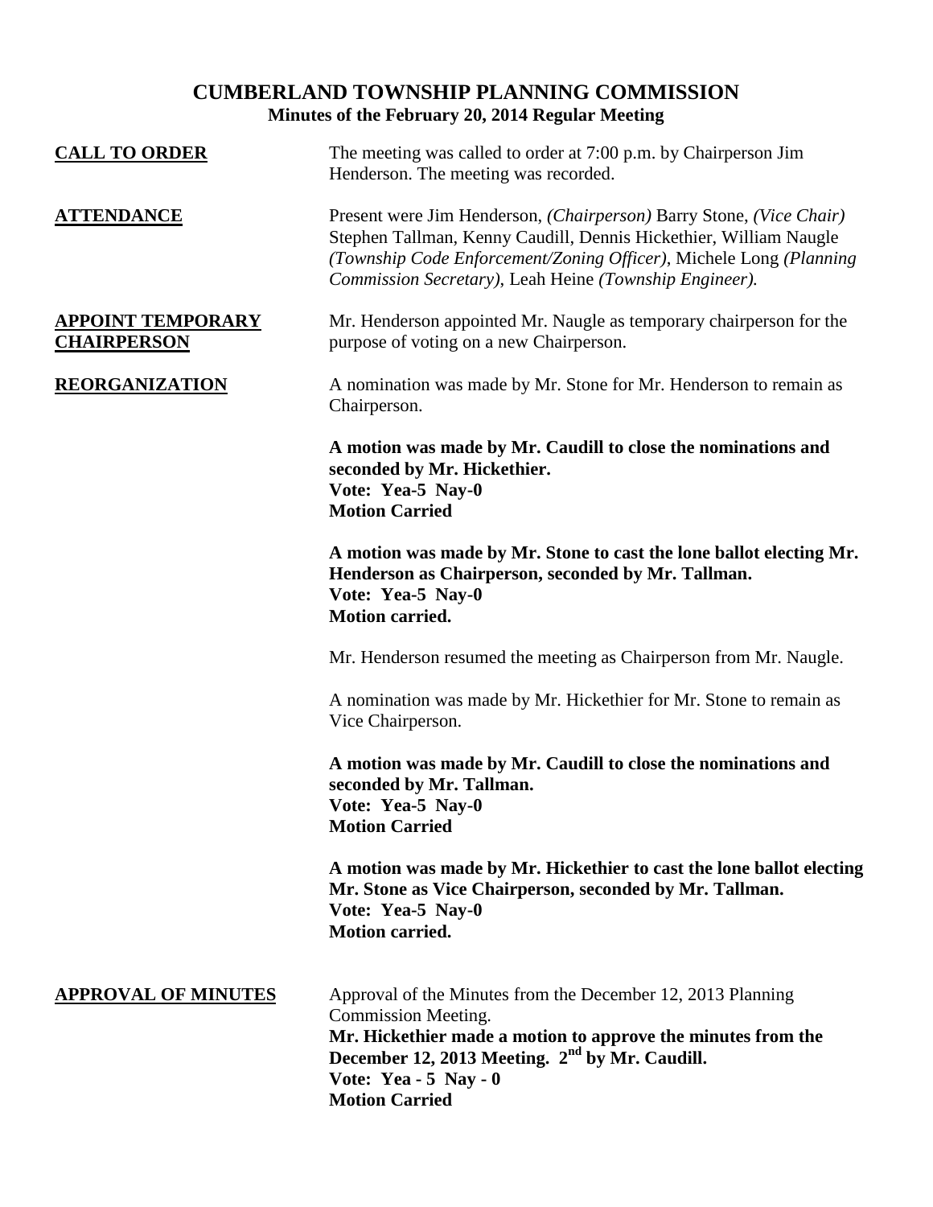# CUMBERLAND TOWNSHIP PLANNING COMMISSION

**Minutes of the February 20, 2014 Regular Meeting**

**CALL TO ORDER**

The meeting was called to order at 7:00 p.m. by Chairperson Jim Henderson. The meeting was recorded.

**ATTENDANCE**

Present were Jim Henderson, *(Chairperson)* Barry Stone, *(Vice Chair)* Stephen Tallman, Kenny Caudill, Dennis Hickethier, William Naugle *(Township Code Enforcement/Zoning Officer)*, Michele Long *(Planning Commission Secretary)*, Leah Heine *(Township Engineer).*

**APPOINT TEMPORARY CHAIRPERSON**

Mr. Henderson appointed Mr. Naugle as temporary chairperson for the purpose of voting on a new Chairperson.

**REORGANIZATION**

A nomination was made by Mr. Stone for Mr. Henderson to remain as Chairperson.

**A motion was made by Mr. Caudill to close the nominations and seconded by Mr. Hickethier.**
**Vote: Yea-5 Nay-0**
**Motion Carried**

**A motion was made by Mr. Stone to cast the lone ballot electing Mr. Henderson as Chairperson, seconded by Mr. Tallman.**
**Vote: Yea-5 Nay-0**
**Motion carried.**

Mr. Henderson resumed the meeting as Chairperson from Mr. Naugle.

A nomination was made by Mr. Hickethier for Mr. Stone to remain as Vice Chairperson.

**A motion was made by Mr. Caudill to close the nominations and seconded by Mr. Tallman.**
**Vote: Yea-5 Nay-0**
**Motion Carried**

**A motion was made by Mr. Hickethier to cast the lone ballot electing Mr. Stone as Vice Chairperson, seconded by Mr. Tallman.**
**Vote: Yea-5 Nay-0**
**Motion carried.**

**APPROVAL OF MINUTES**

Approval of the Minutes from the December 12, 2013 Planning Commission Meeting.
**Mr. Hickethier made a motion to approve the minutes from the December 12, 2013 Meeting. 2nd by Mr. Caudill.**
**Vote: Yea - 5 Nay - 0**
**Motion Carried**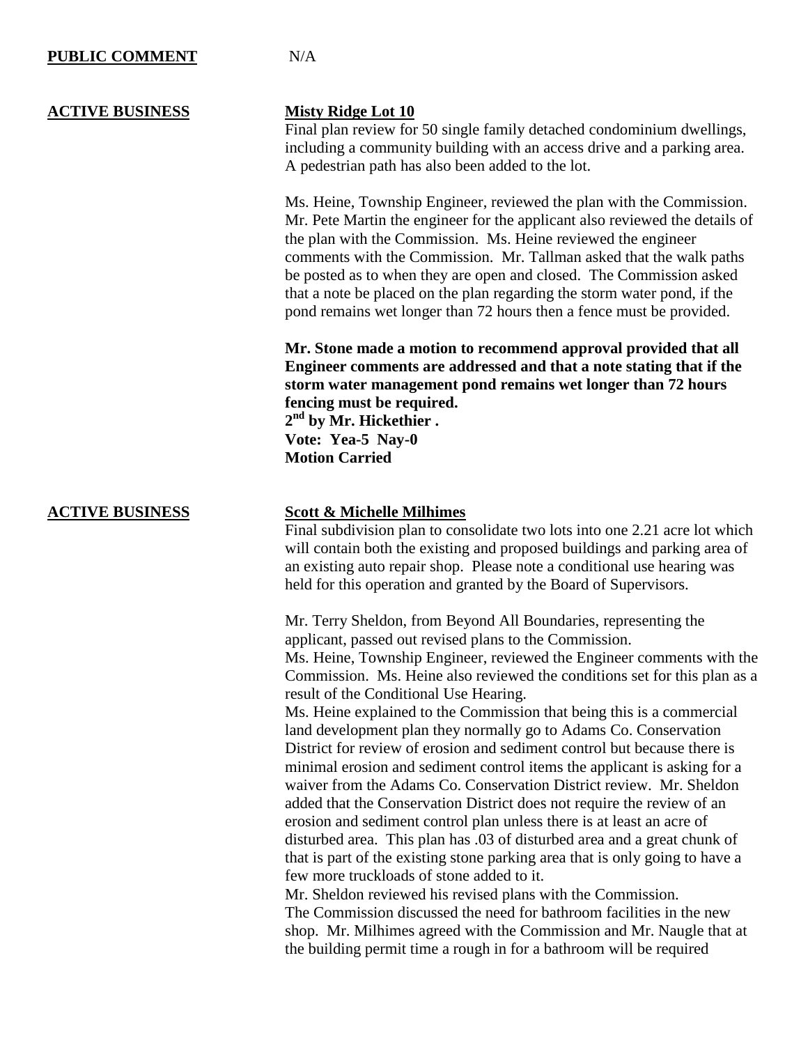**PUBLIC COMMENT** N/A

**ACTIVE BUSINESS**

**Misty Ridge Lot 10**

Final plan review for 50 single family detached condominium dwellings, including a community building with an access drive and a parking area. A pedestrian path has also been added to the lot.

Ms. Heine, Township Engineer, reviewed the plan with the Commission. Mr. Pete Martin the engineer for the applicant also reviewed the details of the plan with the Commission. Ms. Heine reviewed the engineer comments with the Commission. Mr. Tallman asked that the walk paths be posted as to when they are open and closed. The Commission asked that a note be placed on the plan regarding the storm water pond, if the pond remains wet longer than 72 hours then a fence must be provided.

**Mr. Stone made a motion to recommend approval provided that all Engineer comments are addressed and that a note stating that if the storm water management pond remains wet longer than 72 hours fencing must be required.**
**2nd by Mr. Hickethier .**
**Vote: Yea-5 Nay-0**
**Motion Carried**

**ACTIVE BUSINESS**

**Scott & Michelle Milhimes**

Final subdivision plan to consolidate two lots into one 2.21 acre lot which will contain both the existing and proposed buildings and parking area of an existing auto repair shop. Please note a conditional use hearing was held for this operation and granted by the Board of Supervisors.

Mr. Terry Sheldon, from Beyond All Boundaries, representing the applicant, passed out revised plans to the Commission.
Ms. Heine, Township Engineer, reviewed the Engineer comments with the Commission. Ms. Heine also reviewed the conditions set for this plan as a result of the Conditional Use Hearing.
Ms. Heine explained to the Commission that being this is a commercial land development plan they normally go to Adams Co. Conservation District for review of erosion and sediment control but because there is minimal erosion and sediment control items the applicant is asking for a waiver from the Adams Co. Conservation District review. Mr. Sheldon added that the Conservation District does not require the review of an erosion and sediment control plan unless there is at least an acre of disturbed area. This plan has .03 of disturbed area and a great chunk of that is part of the existing stone parking area that is only going to have a few more truckloads of stone added to it.
Mr. Sheldon reviewed his revised plans with the Commission.
The Commission discussed the need for bathroom facilities in the new shop. Mr. Milhimes agreed with the Commission and Mr. Naugle that at the building permit time a rough in for a bathroom will be required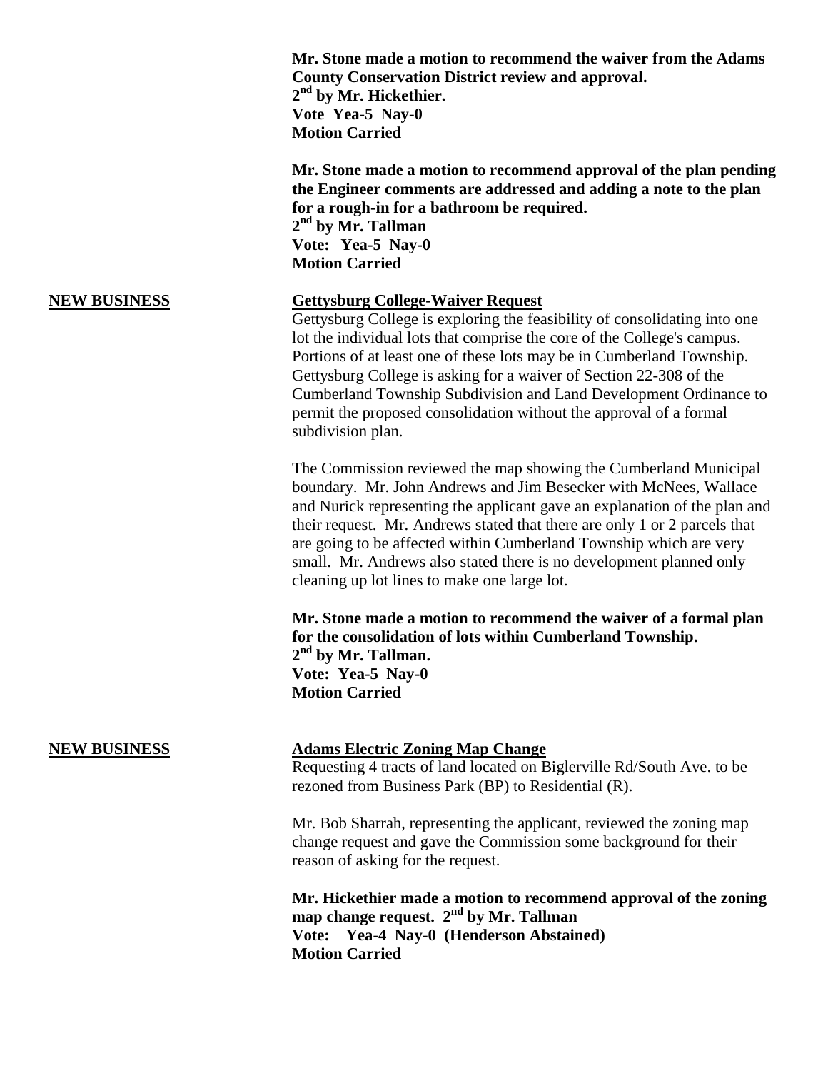**Mr. Stone made a motion to recommend the waiver from the Adams County Conservation District review and approval.**
**2nd by Mr. Hickethier.**
**Vote Yea-5 Nay-0**
**Motion Carried**

**Mr. Stone made a motion to recommend approval of the plan pending the Engineer comments are addressed and adding a note to the plan for a rough-in for a bathroom be required.**
**2nd by Mr. Tallman**
**Vote: Yea-5 Nay-0**
**Motion Carried**

**NEW BUSINESS**

**Gettysburg College-Waiver Request**

Gettysburg College is exploring the feasibility of consolidating into one lot the individual lots that comprise the core of the College's campus. Portions of at least one of these lots may be in Cumberland Township. Gettysburg College is asking for a waiver of Section 22-308 of the Cumberland Township Subdivision and Land Development Ordinance to permit the proposed consolidation without the approval of a formal subdivision plan.

The Commission reviewed the map showing the Cumberland Municipal boundary. Mr. John Andrews and Jim Besecker with McNees, Wallace and Nurick representing the applicant gave an explanation of the plan and their request. Mr. Andrews stated that there are only 1 or 2 parcels that are going to be affected within Cumberland Township which are very small. Mr. Andrews also stated there is no development planned only cleaning up lot lines to make one large lot.

**Mr. Stone made a motion to recommend the waiver of a formal plan for the consolidation of lots within Cumberland Township.**
**2nd by Mr. Tallman.**
**Vote: Yea-5 Nay-0**
**Motion Carried**

**NEW BUSINESS**

**Adams Electric Zoning Map Change**

Requesting 4 tracts of land located on Biglerville Rd/South Ave. to be rezoned from Business Park (BP) to Residential (R).

Mr. Bob Sharrah, representing the applicant, reviewed the zoning map change request and gave the Commission some background for their reason of asking for the request.

**Mr. Hickethier made a motion to recommend approval of the zoning map change request. 2nd by Mr. Tallman**
**Vote: Yea-4 Nay-0 (Henderson Abstained)**
**Motion Carried**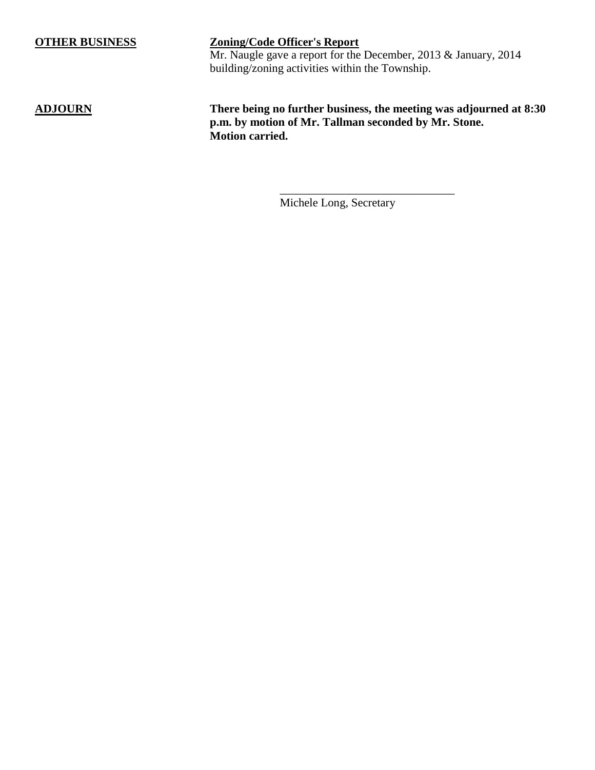**OTHER BUSINESS**

**Zoning/Code Officer's Report**

Mr. Naugle gave a report for the December, 2013 & January, 2014 building/zoning activities within the Township.

**ADJOURN**

**There being no further business, the meeting was adjourned at 8:30 p.m. by motion of Mr. Tallman seconded by Mr. Stone. Motion carried.**

\_\_\_\_\_\_\_\_\_\_\_\_\_\_\_\_\_\_\_\_\_\_\_\_\_\_\_\_\_\_\_

Michele Long, Secretary